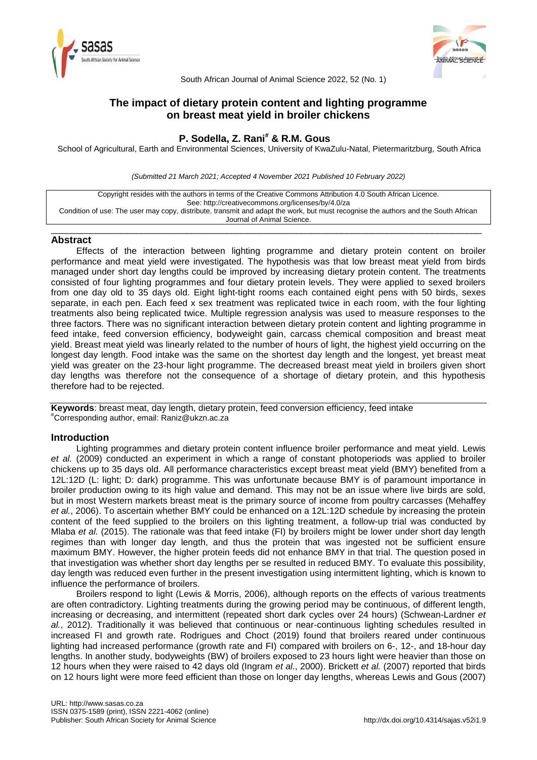# The impact of dietary protein content and lighting programme on breast meat yield in broiler chickens

**P. Sodella, Z. Rani[#] & R.M. Gous**

School of Agricultural, Earth and Environmental Sciences, University of KwaZulu-Natal, Pietermaritzburg, South Africa

*(Submitted 21 March 2021; Accepted 4 November 2021 Published 10 February 2022)*

Copyright resides with the authors in terms of the Creative Commons Attribution 4.0 South African Licence.
See: http://creativecommons.org/licenses/by/4.0/za
Condition of use: The user may copy, distribute, transmit and adapt the work, but must recognise the authors and the South African Journal of Animal Science.

## Abstract

Effects of the interaction between lighting programme and dietary protein content on broiler performance and meat yield were investigated. The hypothesis was that low breast meat yield from birds managed under short day lengths could be improved by increasing dietary protein content. The treatments consisted of four lighting programmes and four dietary protein levels. They were applied to sexed broilers from one day old to 35 days old. Eight light-tight rooms each contained eight pens with 50 birds, sexes separate, in each pen. Each feed x sex treatment was replicated twice in each room, with the four lighting treatments also being replicated twice. Multiple regression analysis was used to measure responses to the three factors. There was no significant interaction between dietary protein content and lighting programme in feed intake, feed conversion efficiency, bodyweight gain, carcass chemical composition and breast meat yield. Breast meat yield was linearly related to the number of hours of light, the highest yield occurring on the longest day length. Food intake was the same on the shortest day length and the longest, yet breast meat yield was greater on the 23-hour light programme. The decreased breast meat yield in broilers given short day lengths was therefore not the consequence of a shortage of dietary protein, and this hypothesis therefore had to be rejected.

**Keywords**: breast meat, day length, dietary protein, feed conversion efficiency, feed intake

[#]Corresponding author, email: Raniz@ukzn.ac.za

## Introduction

Lighting programmes and dietary protein content influence broiler performance and meat yield. Lewis *et al.* (2009) conducted an experiment in which a range of constant photoperiods was applied to broiler chickens up to 35 days old. All performance characteristics except breast meat yield (BMY) benefited from a 12L:12D (L: light; D: dark) programme. This was unfortunate because BMY is of paramount importance in broiler production owing to its high value and demand. This may not be an issue where live birds are sold, but in most Western markets breast meat is the primary source of income from poultry carcasses (Mehaffey *et al.*, 2006). To ascertain whether BMY could be enhanced on a 12L:12D schedule by increasing the protein content of the feed supplied to the broilers on this lighting treatment, a follow-up trial was conducted by Mlaba *et al.* (2015). The rationale was that feed intake (FI) by broilers might be lower under short day length regimes than with longer day length, and thus the protein that was ingested not be sufficient ensure maximum BMY. However, the higher protein feeds did not enhance BMY in that trial. The question posed in that investigation was whether short day lengths per se resulted in reduced BMY. To evaluate this possibility, day length was reduced even further in the present investigation using intermittent lighting, which is known to influence the performance of broilers.

Broilers respond to light (Lewis & Morris, 2006), although reports on the effects of various treatments are often contradictory. Lighting treatments during the growing period may be continuous, of different length, increasing or decreasing, and intermittent (repeated short dark cycles over 24 hours) (Schwean-Lardner *et al.*, 2012). Traditionally it was believed that continuous or near-continuous lighting schedules resulted in increased FI and growth rate. Rodrigues and Choct (2019) found that broilers reared under continuous lighting had increased performance (growth rate and FI) compared with broilers on 6-, 12-, and 18-hour day lengths. In another study, bodyweights (BW) of broilers exposed to 23 hours light were heavier than those on 12 hours when they were raised to 42 days old (Ingram *et al.*, 2000). Brickett *et al.* (2007) reported that birds on 12 hours light were more feed efficient than those on longer day lengths, whereas Lewis and Gous (2007)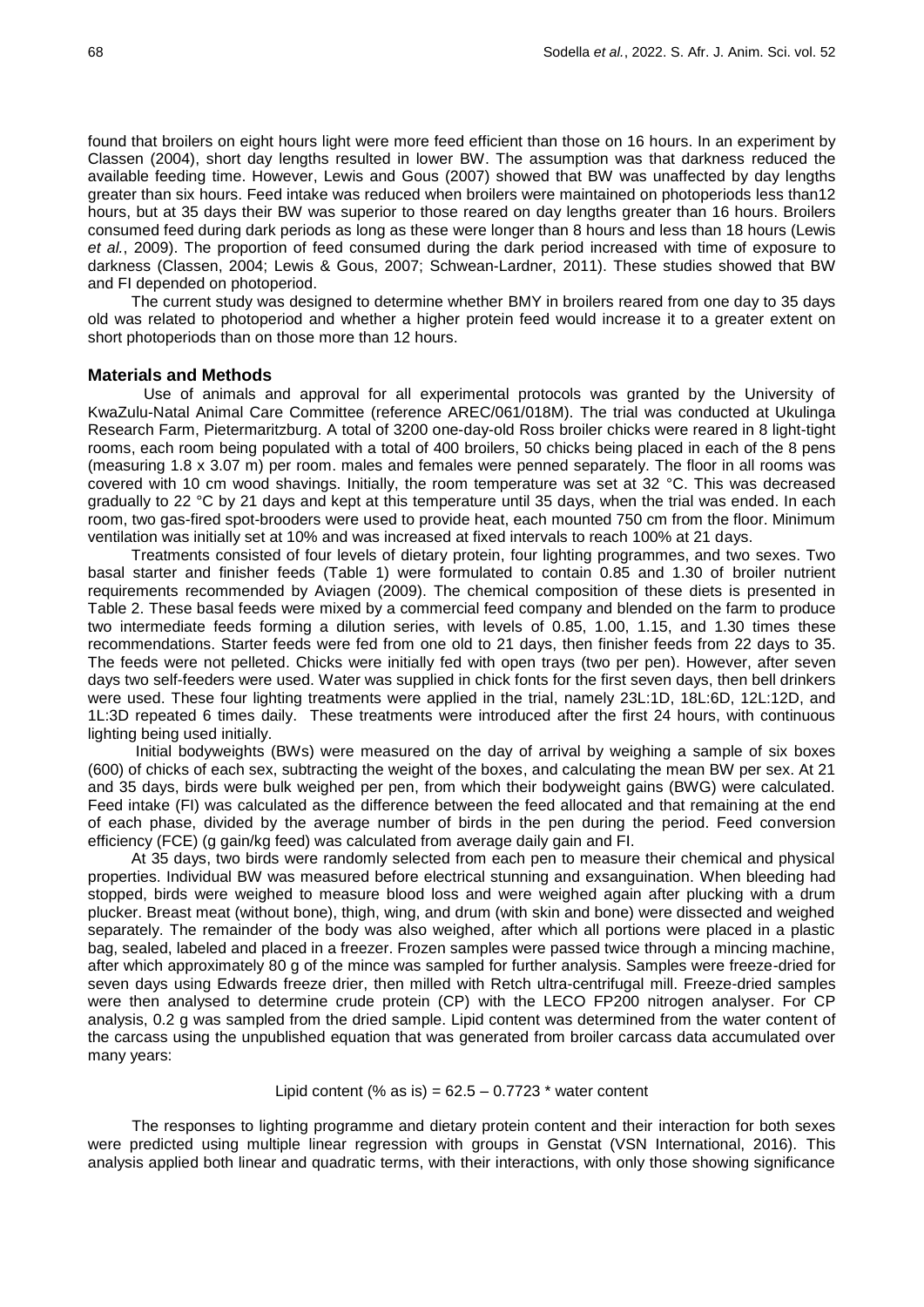found that broilers on eight hours light were more feed efficient than those on 16 hours. In an experiment by Classen (2004), short day lengths resulted in lower BW. The assumption was that darkness reduced the available feeding time. However, Lewis and Gous (2007) showed that BW was unaffected by day lengths greater than six hours. Feed intake was reduced when broilers were maintained on photoperiods less than12 hours, but at 35 days their BW was superior to those reared on day lengths greater than 16 hours. Broilers consumed feed during dark periods as long as these were longer than 8 hours and less than 18 hours (Lewis *et al.*, 2009). The proportion of feed consumed during the dark period increased with time of exposure to darkness (Classen, 2004; Lewis & Gous, 2007; Schwean-Lardner, 2011). These studies showed that BW and FI depended on photoperiod.

The current study was designed to determine whether BMY in broilers reared from one day to 35 days old was related to photoperiod and whether a higher protein feed would increase it to a greater extent on short photoperiods than on those more than 12 hours.

## Materials and Methods

Use of animals and approval for all experimental protocols was granted by the University of KwaZulu-Natal Animal Care Committee (reference AREC/061/018M). The trial was conducted at Ukulinga Research Farm, Pietermaritzburg. A total of 3200 one-day-old Ross broiler chicks were reared in 8 light-tight rooms, each room being populated with a total of 400 broilers, 50 chicks being placed in each of the 8 pens (measuring 1.8 x 3.07 m) per room. males and females were penned separately. The floor in all rooms was covered with 10 cm wood shavings. Initially, the room temperature was set at 32 °C. This was decreased gradually to 22 °C by 21 days and kept at this temperature until 35 days, when the trial was ended. In each room, two gas-fired spot-brooders were used to provide heat, each mounted 750 cm from the floor. Minimum ventilation was initially set at 10% and was increased at fixed intervals to reach 100% at 21 days.

Treatments consisted of four levels of dietary protein, four lighting programmes, and two sexes. Two basal starter and finisher feeds (Table 1) were formulated to contain 0.85 and 1.30 of broiler nutrient requirements recommended by Aviagen (2009). The chemical composition of these diets is presented in Table 2. These basal feeds were mixed by a commercial feed company and blended on the farm to produce two intermediate feeds forming a dilution series, with levels of 0.85, 1.00, 1.15, and 1.30 times these recommendations. Starter feeds were fed from one old to 21 days, then finisher feeds from 22 days to 35. The feeds were not pelleted. Chicks were initially fed with open trays (two per pen). However, after seven days two self-feeders were used. Water was supplied in chick fonts for the first seven days, then bell drinkers were used. These four lighting treatments were applied in the trial, namely 23L:1D, 18L:6D, 12L:12D, and 1L:3D repeated 6 times daily. These treatments were introduced after the first 24 hours, with continuous lighting being used initially.

Initial bodyweights (BWs) were measured on the day of arrival by weighing a sample of six boxes (600) of chicks of each sex, subtracting the weight of the boxes, and calculating the mean BW per sex. At 21 and 35 days, birds were bulk weighed per pen, from which their bodyweight gains (BWG) were calculated. Feed intake (FI) was calculated as the difference between the feed allocated and that remaining at the end of each phase, divided by the average number of birds in the pen during the period. Feed conversion efficiency (FCE) (g gain/kg feed) was calculated from average daily gain and FI.

At 35 days, two birds were randomly selected from each pen to measure their chemical and physical properties. Individual BW was measured before electrical stunning and exsanguination. When bleeding had stopped, birds were weighed to measure blood loss and were weighed again after plucking with a drum plucker. Breast meat (without bone), thigh, wing, and drum (with skin and bone) were dissected and weighed separately. The remainder of the body was also weighed, after which all portions were placed in a plastic bag, sealed, labeled and placed in a freezer. Frozen samples were passed twice through a mincing machine, after which approximately 80 g of the mince was sampled for further analysis. Samples were freeze-dried for seven days using Edwards freeze drier, then milled with Retch ultra-centrifugal mill. Freeze-dried samples were then analysed to determine crude protein (CP) with the LECO FP200 nitrogen analyser. For CP analysis, 0.2 g was sampled from the dried sample. Lipid content was determined from the water content of the carcass using the unpublished equation that was generated from broiler carcass data accumulated over many years:

$$\text{Lipid content (\% as is)} = 62.5 - 0.7723 * \text{water content}$$

The responses to lighting programme and dietary protein content and their interaction for both sexes were predicted using multiple linear regression with groups in Genstat (VSN International, 2016). This analysis applied both linear and quadratic terms, with their interactions, with only those showing significance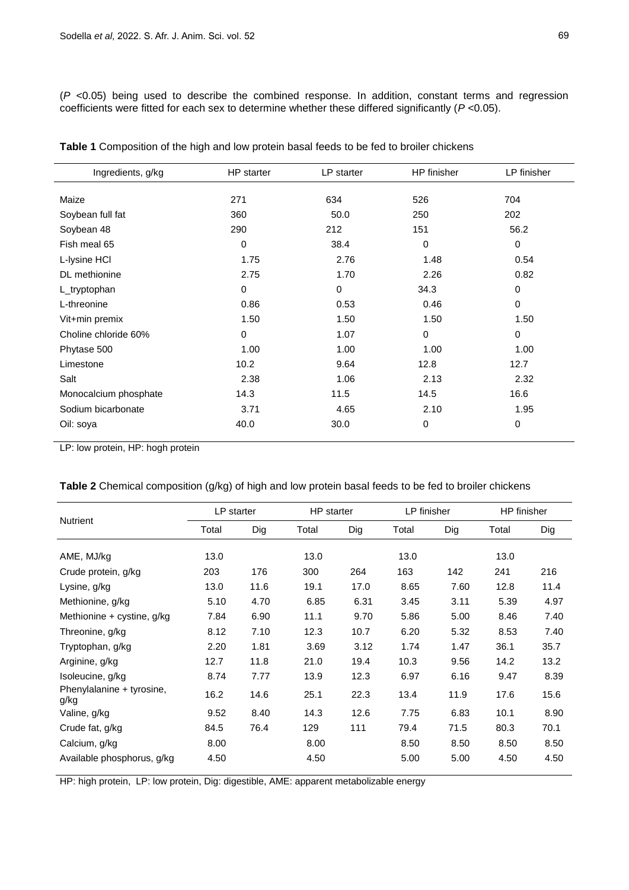($P$ <0.05) being used to describe the combined response. In addition, constant terms and regression coefficients were fitted for each sex to determine whether these differed significantly ($P$ <0.05).

**Table 1** Composition of the high and low protein basal feeds to be fed to broiler chickens

| Ingredients, g/kg | HP starter | LP starter | HP finisher | LP finisher |
|---|---|---|---|---|
| Maize | 271 | 634 | 526 | 704 |
| Soybean full fat | 360 | 50.0 | 250 | 202 |
| Soybean 48 | 290 | 212 | 151 | 56.2 |
| Fish meal 65 | 0 | 38.4 | 0 | 0 |
| L-lysine HCl | 1.75 | 2.76 | 1.48 | 0.54 |
| DL methionine | 2.75 | 1.70 | 2.26 | 0.82 |
| L_tryptophan | 0 | 0 | 34.3 | 0 |
| L-threonine | 0.86 | 0.53 | 0.46 | 0 |
| Vit+min premix | 1.50 | 1.50 | 1.50 | 1.50 |
| Choline chloride 60% | 0 | 1.07 | 0 | 0 |
| Phytase 500 | 1.00 | 1.00 | 1.00 | 1.00 |
| Limestone | 10.2 | 9.64 | 12.8 | 12.7 |
| Salt | 2.38 | 1.06 | 2.13 | 2.32 |
| Monocalcium phosphate | 14.3 | 11.5 | 14.5 | 16.6 |
| Sodium bicarbonate | 3.71 | 4.65 | 2.10 | 1.95 |
| Oil: soya | 40.0 | 30.0 | 0 | 0 |

LP: low protein, HP: hogh protein

**Table 2** Chemical composition (g/kg) of high and low protein basal feeds to be fed to broiler chickens

| Nutrient | LP starter | | HP starter | | LP finisher | | HP finisher | |
|---|---|---|---|---|---|---|---|---|
| | Total | Dig | Total | Dig | Total | Dig | Total | Dig |
| AME, MJ/kg | 13.0 | | 13.0 | | 13.0 | | 13.0 | |
| Crude protein, g/kg | 203 | 176 | 300 | 264 | 163 | 142 | 241 | 216 |
| Lysine, g/kg | 13.0 | 11.6 | 19.1 | 17.0 | 8.65 | 7.60 | 12.8 | 11.4 |
| Methionine, g/kg | 5.10 | 4.70 | 6.85 | 6.31 | 3.45 | 3.11 | 5.39 | 4.97 |
| Methionine + cystine, g/kg | 7.84 | 6.90 | 11.1 | 9.70 | 5.86 | 5.00 | 8.46 | 7.40 |
| Threonine, g/kg | 8.12 | 7.10 | 12.3 | 10.7 | 6.20 | 5.32 | 8.53 | 7.40 |
| Tryptophan, g/kg | 2.20 | 1.81 | 3.69 | 3.12 | 1.74 | 1.47 | 36.1 | 35.7 |
| Arginine, g/kg | 12.7 | 11.8 | 21.0 | 19.4 | 10.3 | 9.56 | 14.2 | 13.2 |
| Isoleucine, g/kg | 8.74 | 7.77 | 13.9 | 12.3 | 6.97 | 6.16 | 9.47 | 8.39 |
| Phenylalanine + tyrosine, g/kg | 16.2 | 14.6 | 25.1 | 22.3 | 13.4 | 11.9 | 17.6 | 15.6 |
| Valine, g/kg | 9.52 | 8.40 | 14.3 | 12.6 | 7.75 | 6.83 | 10.1 | 8.90 |
| Crude fat, g/kg | 84.5 | 76.4 | 129 | 111 | 79.4 | 71.5 | 80.3 | 70.1 |
| Calcium, g/kg | 8.00 | | 8.00 | | 8.50 | 8.50 | 8.50 | 8.50 |
| Available phosphorus, g/kg | 4.50 | | 4.50 | | 5.00 | 5.00 | 4.50 | 4.50 |

HP: high protein, LP: low protein, Dig: digestible, AME: apparent metabolizable energy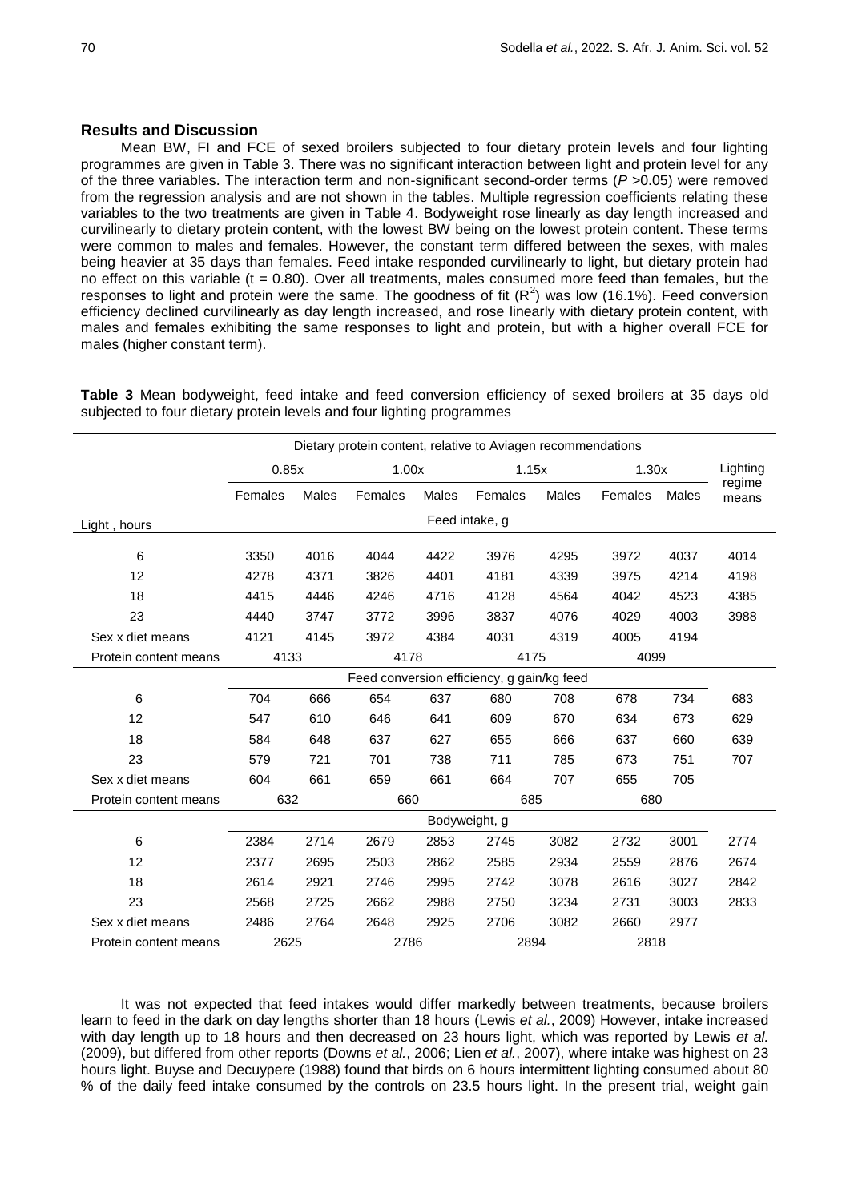## Results and Discussion

Mean BW, FI and FCE of sexed broilers subjected to four dietary protein levels and four lighting programmes are given in Table 3. There was no significant interaction between light and protein level for any of the three variables. The interaction term and non-significant second-order terms (*P* >0.05) were removed from the regression analysis and are not shown in the tables. Multiple regression coefficients relating these variables to the two treatments are given in Table 4. Bodyweight rose linearly as day length increased and curvilinearly to dietary protein content, with the lowest BW being on the lowest protein content. These terms were common to males and females. However, the constant term differed between the sexes, with males being heavier at 35 days than females. Feed intake responded curvilinearly to light, but dietary protein had no effect on this variable (t = 0.80). Over all treatments, males consumed more feed than females, but the responses to light and protein were the same. The goodness of fit ($R^2$) was low (16.1%). Feed conversion efficiency declined curvilinearly as day length increased, and rose linearly with dietary protein content, with males and females exhibiting the same responses to light and protein, but with a higher overall FCE for males (higher constant term).

**Table 3** Mean bodyweight, feed intake and feed conversion efficiency of sexed broilers at 35 days old subjected to four dietary protein levels and four lighting programmes

| | Dietary protein content, relative to Aviagen recommendations | | | | | | | | |
|---|---|---|---|---|---|---|---|---|---|
| | 0.85x | | 1.00x | | 1.15x | | 1.30x | | Lighting regime means |
| | Females | Males | Females | Males | Females | Males | Females | Males | |
| Light , hours | Feed intake, g | | | | | | | | |
| 6 | 3350 | 4016 | 4044 | 4422 | 3976 | 4295 | 3972 | 4037 | 4014 |
| 12 | 4278 | 4371 | 3826 | 4401 | 4181 | 4339 | 3975 | 4214 | 4198 |
| 18 | 4415 | 4446 | 4246 | 4716 | 4128 | 4564 | 4042 | 4523 | 4385 |
| 23 | 4440 | 3747 | 3772 | 3996 | 3837 | 4076 | 4029 | 4003 | 3988 |
| Sex x diet means | 4121 | 4145 | 3972 | 4384 | 4031 | 4319 | 4005 | 4194 | |
| Protein content means | 4133 | | 4178 | | 4175 | | 4099 | | |
| | Feed conversion efficiency, g gain/kg feed | | | | | | | | |
| 6 | 704 | 666 | 654 | 637 | 680 | 708 | 678 | 734 | 683 |
| 12 | 547 | 610 | 646 | 641 | 609 | 670 | 634 | 673 | 629 |
| 18 | 584 | 648 | 637 | 627 | 655 | 666 | 637 | 660 | 639 |
| 23 | 579 | 721 | 701 | 738 | 711 | 785 | 673 | 751 | 707 |
| Sex x diet means | 604 | 661 | 659 | 661 | 664 | 707 | 655 | 705 | |
| Protein content means | 632 | | 660 | | 685 | | 680 | | |
| | Bodyweight, g | | | | | | | | |
| 6 | 2384 | 2714 | 2679 | 2853 | 2745 | 3082 | 2732 | 3001 | 2774 |
| 12 | 2377 | 2695 | 2503 | 2862 | 2585 | 2934 | 2559 | 2876 | 2674 |
| 18 | 2614 | 2921 | 2746 | 2995 | 2742 | 3078 | 2616 | 3027 | 2842 |
| 23 | 2568 | 2725 | 2662 | 2988 | 2750 | 3234 | 2731 | 3003 | 2833 |
| Sex x diet means | 2486 | 2764 | 2648 | 2925 | 2706 | 3082 | 2660 | 2977 | |
| Protein content means | 2625 | | 2786 | | 2894 | | 2818 | | |

It was not expected that feed intakes would differ markedly between treatments, because broilers learn to feed in the dark on day lengths shorter than 18 hours (Lewis *et al.*, 2009) However, intake increased with day length up to 18 hours and then decreased on 23 hours light, which was reported by Lewis *et al.* (2009), but differed from other reports (Downs *et al.*, 2006; Lien *et al.*, 2007), where intake was highest on 23 hours light. Buyse and Decuypere (1988) found that birds on 6 hours intermittent lighting consumed about 80 % of the daily feed intake consumed by the controls on 23.5 hours light. In the present trial, weight gain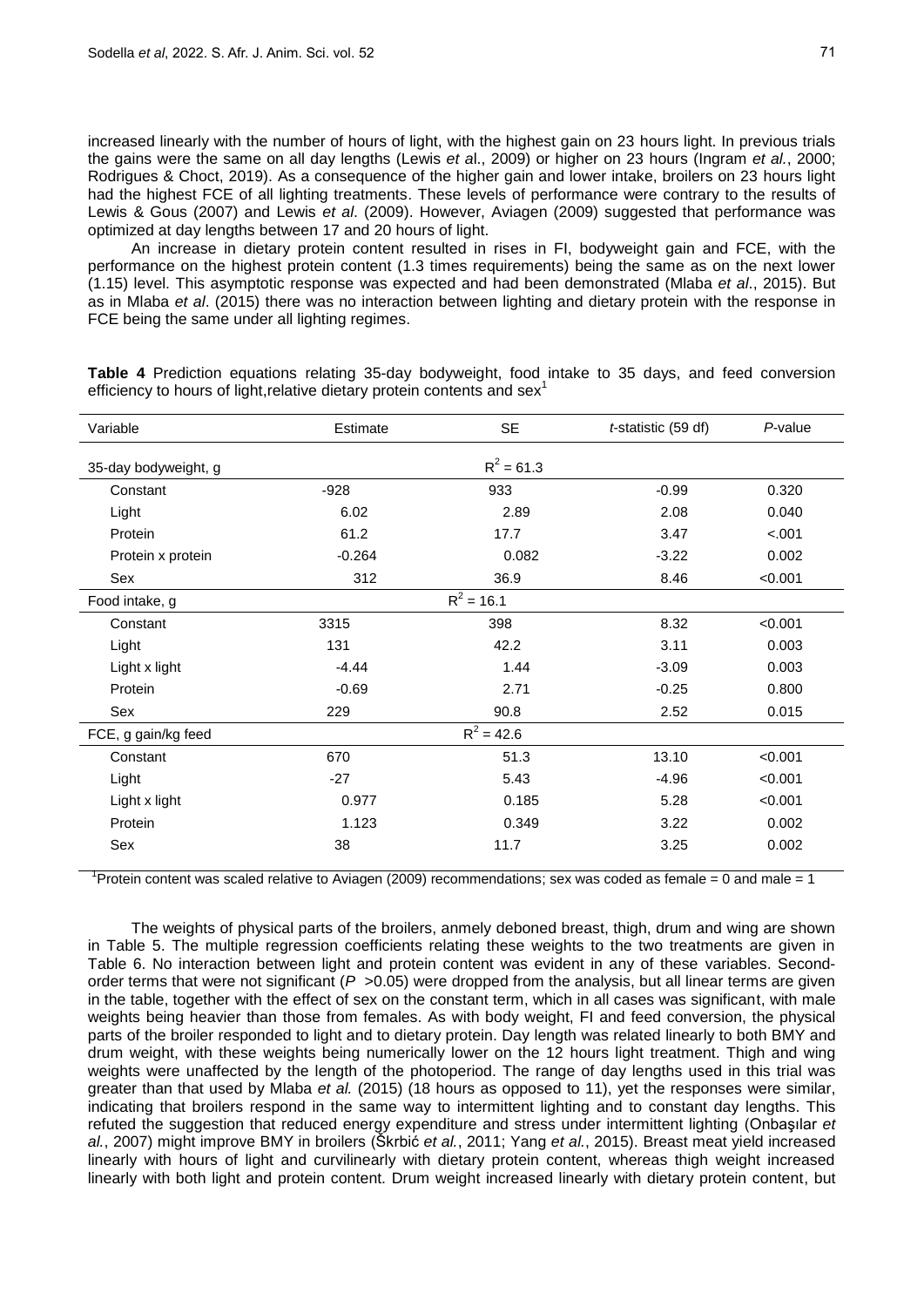increased linearly with the number of hours of light, with the highest gain on 23 hours light. In previous trials the gains were the same on all day lengths (Lewis *et a*l., 2009) or higher on 23 hours (Ingram *et al.*, 2000; Rodrigues & Choct, 2019). As a consequence of the higher gain and lower intake, broilers on 23 hours light had the highest FCE of all lighting treatments. These levels of performance were contrary to the results of Lewis & Gous (2007) and Lewis *et al*. (2009). However, Aviagen (2009) suggested that performance was optimized at day lengths between 17 and 20 hours of light.

An increase in dietary protein content resulted in rises in FI, bodyweight gain and FCE, with the performance on the highest protein content (1.3 times requirements) being the same as on the next lower (1.15) level. This asymptotic response was expected and had been demonstrated (Mlaba *et al*., 2015). But as in Mlaba *et al*. (2015) there was no interaction between lighting and dietary protein with the response in FCE being the same under all lighting regimes.

**Table 4** Prediction equations relating 35-day bodyweight, food intake to 35 days, and feed conversion efficiency to hours of light,relative dietary protein contents and sex[1]

| Variable | Estimate | SE | *t*-statistic (59 df) | *P*-value |
|---|---|---|---|---|
| 35-day bodyweight, g | | $R^2 = 61.3$ | | |
| Constant | -928 | 933 | -0.99 | 0.320 |
| Light | 6.02 | 2.89 | 2.08 | 0.040 |
| Protein | 61.2 | 17.7 | 3.47 | <.001 |
| Protein x protein | -0.264 | 0.082 | -3.22 | 0.002 |
| Sex | 312 | 36.9 | 8.46 | <0.001 |
| Food intake, g | | $R^2 = 16.1$ | | |
| Constant | 3315 | 398 | 8.32 | <0.001 |
| Light | 131 | 42.2 | 3.11 | 0.003 |
| Light x light | -4.44 | 1.44 | -3.09 | 0.003 |
| Protein | -0.69 | 2.71 | -0.25 | 0.800 |
| Sex | 229 | 90.8 | 2.52 | 0.015 |
| FCE, g gain/kg feed | | $R^2 = 42.6$ | | |
| Constant | 670 | 51.3 | 13.10 | <0.001 |
| Light | -27 | 5.43 | -4.96 | <0.001 |
| Light x light | 0.977 | 0.185 | 5.28 | <0.001 |
| Protein | 1.123 | 0.349 | 3.22 | 0.002 |
| Sex | 38 | 11.7 | 3.25 | 0.002 |

[1]Protein content was scaled relative to Aviagen (2009) recommendations; sex was coded as female = 0 and male = 1

The weights of physical parts of the broilers, anmely deboned breast, thigh, drum and wing are shown in Table 5. The multiple regression coefficients relating these weights to the two treatments are given in Table 6. No interaction between light and protein content was evident in any of these variables. Second-order terms that were not significant ($P > 0.05$) were dropped from the analysis, but all linear terms are given in the table, together with the effect of sex on the constant term, which in all cases was significant, with male weights being heavier than those from females. As with body weight, FI and feed conversion, the physical parts of the broiler responded to light and to dietary protein. Day length was related linearly to both BMY and drum weight, with these weights being numerically lower on the 12 hours light treatment. Thigh and wing weights were unaffected by the length of the photoperiod. The range of day lengths used in this trial was greater than that used by Mlaba *et al.* (2015) (18 hours as opposed to 11), yet the responses were similar, indicating that broilers respond in the same way to intermittent lighting and to constant day lengths. This refuted the suggestion that reduced energy expenditure and stress under intermittent lighting (Onbaşılar *et al.*, 2007) might improve BMY in broilers (Škrbić *et al.*, 2011; Yang *et al.*, 2015). Breast meat yield increased linearly with hours of light and curvilinearly with dietary protein content, whereas thigh weight increased linearly with both light and protein content. Drum weight increased linearly with dietary protein content, but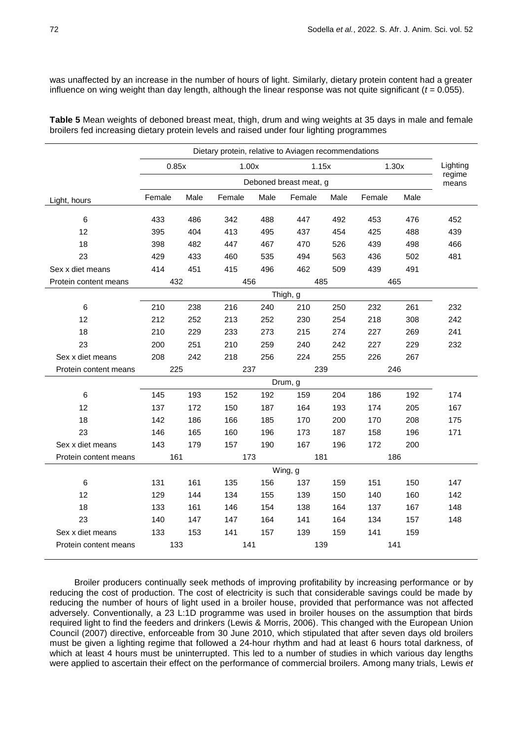was unaffected by an increase in the number of hours of light. Similarly, dietary protein content had a greater influence on wing weight than day length, although the linear response was not quite significant ($t = 0.055$).

**Table 5** Mean weights of deboned breast meat, thigh, drum and wing weights at 35 days in male and female broilers fed increasing dietary protein levels and raised under four lighting programmes

| | Dietary protein, relative to Aviagen recommendations | | | | | | | | Lighting regime means |
|---|---|---|---|---|---|---|---|---|---|
| | 0.85x | | 1.00x | | 1.15x | | 1.30x | | |
| | Deboned breast meat, g | | | | | | | | |
| Light, hours | Female | Male | Female | Male | Female | Male | Female | Male | |
| 6 | 433 | 486 | 342 | 488 | 447 | 492 | 453 | 476 | 452 |
| 12 | 395 | 404 | 413 | 495 | 437 | 454 | 425 | 488 | 439 |
| 18 | 398 | 482 | 447 | 467 | 470 | 526 | 439 | 498 | 466 |
| 23 | 429 | 433 | 460 | 535 | 494 | 563 | 436 | 502 | 481 |
| Sex x diet means | 414 | 451 | 415 | 496 | 462 | 509 | 439 | 491 | |
| Protein content means | 432 | | 456 | | 485 | | 465 | | |
| | Thigh, g | | | | | | | | |
| 6 | 210 | 238 | 216 | 240 | 210 | 250 | 232 | 261 | 232 |
| 12 | 212 | 252 | 213 | 252 | 230 | 254 | 218 | 308 | 242 |
| 18 | 210 | 229 | 233 | 273 | 215 | 274 | 227 | 269 | 241 |
| 23 | 200 | 251 | 210 | 259 | 240 | 242 | 227 | 229 | 232 |
| Sex x diet means | 208 | 242 | 218 | 256 | 224 | 255 | 226 | 267 | |
| Protein content means | 225 | | 237 | | 239 | | 246 | | |
| | Drum, g | | | | | | | | |
| 6 | 145 | 193 | 152 | 192 | 159 | 204 | 186 | 192 | 174 |
| 12 | 137 | 172 | 150 | 187 | 164 | 193 | 174 | 205 | 167 |
| 18 | 142 | 186 | 166 | 185 | 170 | 200 | 170 | 208 | 175 |
| 23 | 146 | 165 | 160 | 196 | 173 | 187 | 158 | 196 | 171 |
| Sex x diet means | 143 | 179 | 157 | 190 | 167 | 196 | 172 | 200 | |
| Protein content means | 161 | | 173 | | 181 | | 186 | | |
| | Wing, g | | | | | | | | |
| 6 | 131 | 161 | 135 | 156 | 137 | 159 | 151 | 150 | 147 |
| 12 | 129 | 144 | 134 | 155 | 139 | 150 | 140 | 160 | 142 |
| 18 | 133 | 161 | 146 | 154 | 138 | 164 | 137 | 167 | 148 |
| 23 | 140 | 147 | 147 | 164 | 141 | 164 | 134 | 157 | 148 |
| Sex x diet means | 133 | 153 | 141 | 157 | 139 | 159 | 141 | 159 | |
| Protein content means | 133 | | 141 | | 139 | | 141 | | |

Broiler producers continually seek methods of improving profitability by increasing performance or by reducing the cost of production. The cost of electricity is such that considerable savings could be made by reducing the number of hours of light used in a broiler house, provided that performance was not affected adversely. Conventionally, a 23 L:1D programme was used in broiler houses on the assumption that birds required light to find the feeders and drinkers (Lewis & Morris, 2006). This changed with the European Union Council (2007) directive, enforceable from 30 June 2010, which stipulated that after seven days old broilers must be given a lighting regime that followed a 24-hour rhythm and had at least 6 hours total darkness, of which at least 4 hours must be uninterrupted. This led to a number of studies in which various day lengths were applied to ascertain their effect on the performance of commercial broilers. Among many trials, Lewis *et*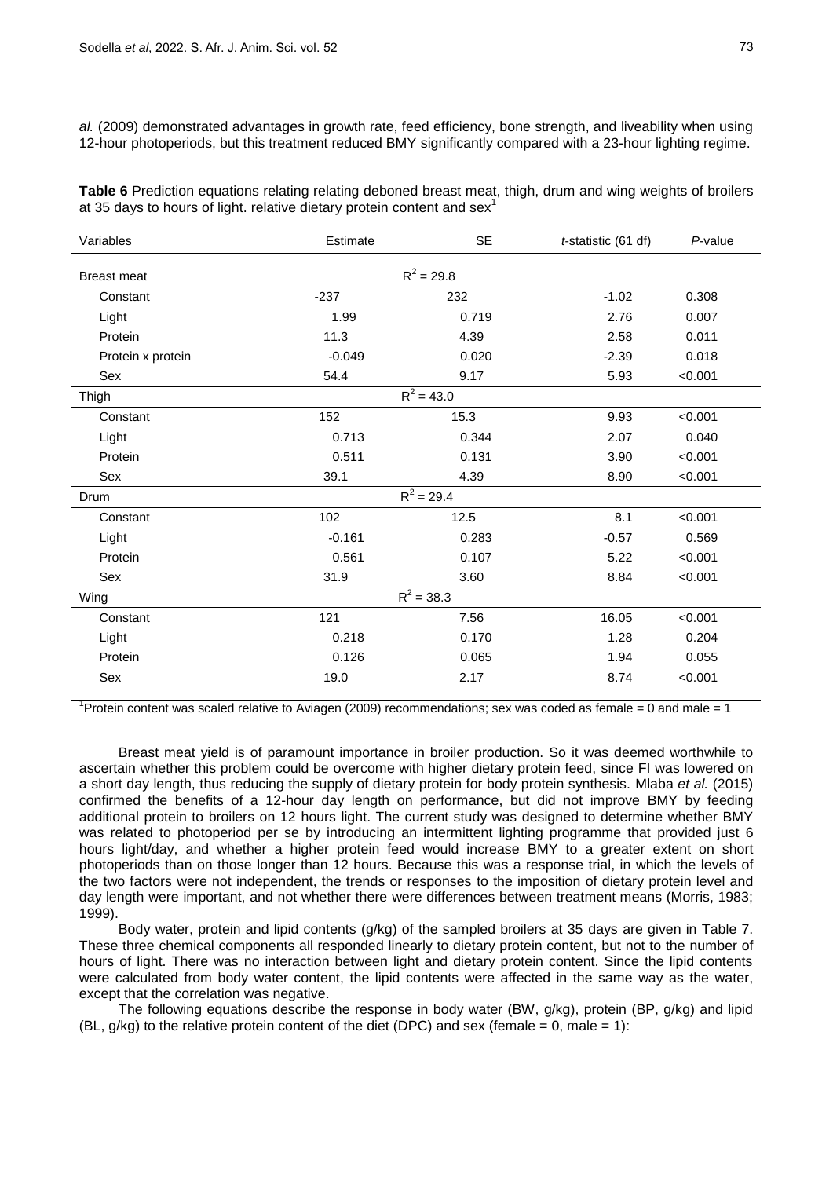*al.* (2009) demonstrated advantages in growth rate, feed efficiency, bone strength, and liveability when using 12-hour photoperiods, but this treatment reduced BMY significantly compared with a 23-hour lighting regime.

**Table 6** Prediction equations relating relating deboned breast meat, thigh, drum and wing weights of broilers at 35 days to hours of light. relative dietary protein content and sex[1]

| Variables | Estimate | SE | *t*-statistic (61 df) | *P*-value |
|---|---|---|---|---|
| Breast meat | | $R^2 = 29.8$ | | |
| Constant | -237 | 232 | -1.02 | 0.308 |
| Light | 1.99 | 0.719 | 2.76 | 0.007 |
| Protein | 11.3 | 4.39 | 2.58 | 0.011 |
| Protein x protein | -0.049 | 0.020 | -2.39 | 0.018 |
| Sex | 54.4 | 9.17 | 5.93 | <0.001 |
| Thigh | | $R^2 = 43.0$ | | |
| Constant | 152 | 15.3 | 9.93 | <0.001 |
| Light | 0.713 | 0.344 | 2.07 | 0.040 |
| Protein | 0.511 | 0.131 | 3.90 | <0.001 |
| Sex | 39.1 | 4.39 | 8.90 | <0.001 |
| Drum | | $R^2 = 29.4$ | | |
| Constant | 102 | 12.5 | 8.1 | <0.001 |
| Light | -0.161 | 0.283 | -0.57 | 0.569 |
| Protein | 0.561 | 0.107 | 5.22 | <0.001 |
| Sex | 31.9 | 3.60 | 8.84 | <0.001 |
| Wing | | $R^2 = 38.3$ | | |
| Constant | 121 | 7.56 | 16.05 | <0.001 |
| Light | 0.218 | 0.170 | 1.28 | 0.204 |
| Protein | 0.126 | 0.065 | 1.94 | 0.055 |
| Sex | 19.0 | 2.17 | 8.74 | <0.001 |

[1]Protein content was scaled relative to Aviagen (2009) recommendations; sex was coded as female = 0 and male = 1

Breast meat yield is of paramount importance in broiler production. So it was deemed worthwhile to ascertain whether this problem could be overcome with higher dietary protein feed, since FI was lowered on a short day length, thus reducing the supply of dietary protein for body protein synthesis. Mlaba *et al.* (2015) confirmed the benefits of a 12-hour day length on performance, but did not improve BMY by feeding additional protein to broilers on 12 hours light. The current study was designed to determine whether BMY was related to photoperiod per se by introducing an intermittent lighting programme that provided just 6 hours light/day, and whether a higher protein feed would increase BMY to a greater extent on short photoperiods than on those longer than 12 hours. Because this was a response trial, in which the levels of the two factors were not independent, the trends or responses to the imposition of dietary protein level and day length were important, and not whether there were differences between treatment means (Morris, 1983; 1999).

Body water, protein and lipid contents (g/kg) of the sampled broilers at 35 days are given in Table 7. These three chemical components all responded linearly to dietary protein content, but not to the number of hours of light. There was no interaction between light and dietary protein content. Since the lipid contents were calculated from body water content, the lipid contents were affected in the same way as the water, except that the correlation was negative.

The following equations describe the response in body water (BW, g/kg), protein (BP, g/kg) and lipid (BL, g/kg) to the relative protein content of the diet (DPC) and sex (female = 0, male = 1):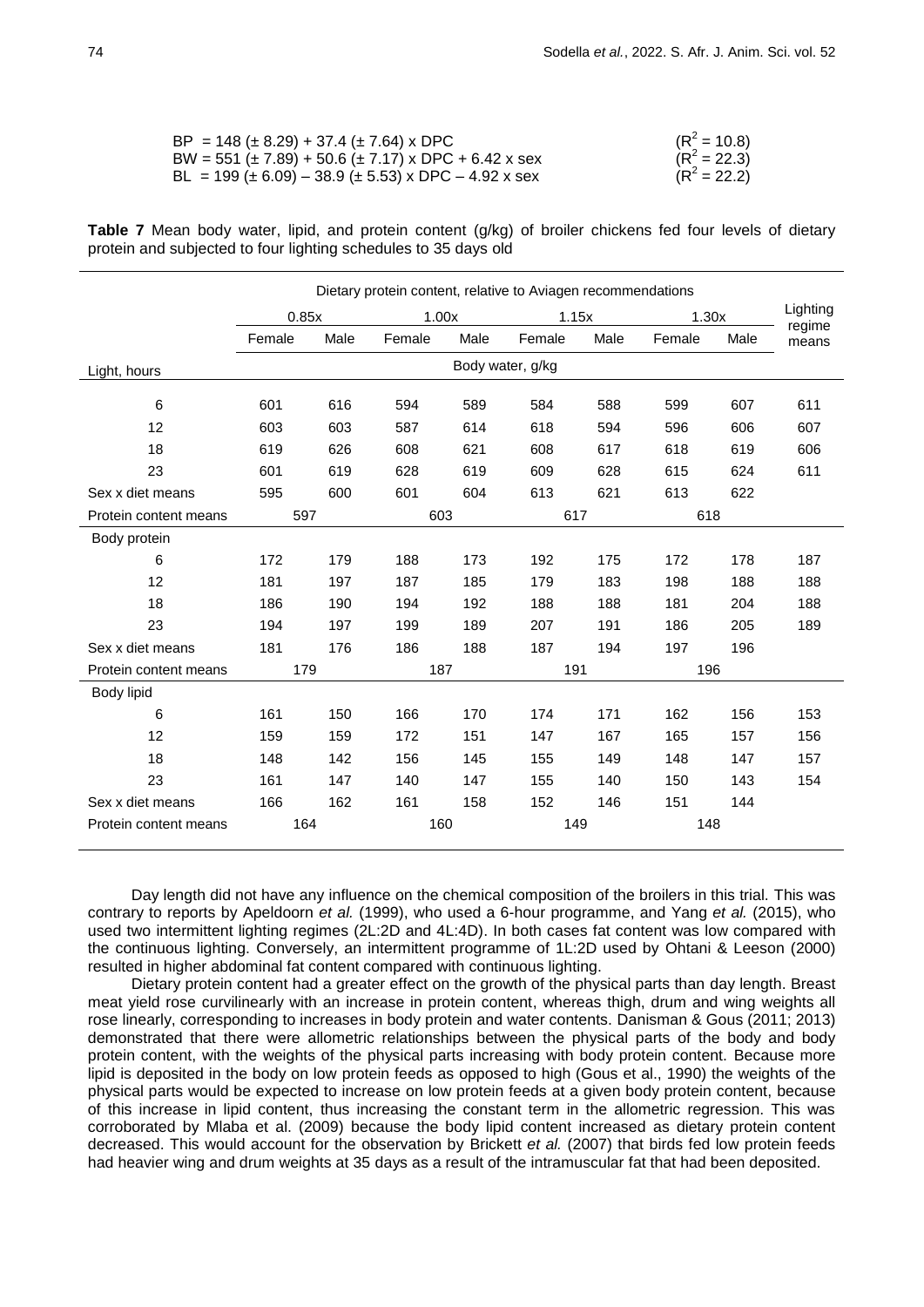$$BP = 148 (\pm 8.29) + 37.4 (\pm 7.64) \times DPC \quad (R^2 = 10.8)$$

$$BW = 551 (\pm 7.89) + 50.6 (\pm 7.17) \times DPC + 6.42 \times sex \quad (R^2 = 22.3)$$

$$BL = 199 (\pm 6.09) - 38.9 (\pm 5.53) \times DPC - 4.92 \times sex \quad (R^2 = 22.2)$$

**Table 7** Mean body water, lipid, and protein content (g/kg) of broiler chickens fed four levels of dietary protein and subjected to four lighting schedules to 35 days old

| | Dietary protein content, relative to Aviagen recommendations | | | | | | | | |
|---|---|---|---|---|---|---|---|---|---|
| | 0.85x | | 1.00x | | 1.15x | | 1.30x | | Lighting regime means |
| | Female | Male | Female | Male | Female | Male | Female | Male | |
| Light, hours | Body water, g/kg | | | | | | | | |
| 6 | 601 | 616 | 594 | 589 | 584 | 588 | 599 | 607 | 611 |
| 12 | 603 | 603 | 587 | 614 | 618 | 594 | 596 | 606 | 607 |
| 18 | 619 | 626 | 608 | 621 | 608 | 617 | 618 | 619 | 606 |
| 23 | 601 | 619 | 628 | 619 | 609 | 628 | 615 | 624 | 611 |
| Sex x diet means | 595 | 600 | 601 | 604 | 613 | 621 | 613 | 622 | |
| Protein content means | 597 | | 603 | | 617 | | 618 | | |
| Body protein | | | | | | | | | |
| 6 | 172 | 179 | 188 | 173 | 192 | 175 | 172 | 178 | 187 |
| 12 | 181 | 197 | 187 | 185 | 179 | 183 | 198 | 188 | 188 |
| 18 | 186 | 190 | 194 | 192 | 188 | 188 | 181 | 204 | 188 |
| 23 | 194 | 197 | 199 | 189 | 207 | 191 | 186 | 205 | 189 |
| Sex x diet means | 181 | 176 | 186 | 188 | 187 | 194 | 197 | 196 | |
| Protein content means | 179 | | 187 | | 191 | | 196 | | |
| Body lipid | | | | | | | | | |
| 6 | 161 | 150 | 166 | 170 | 174 | 171 | 162 | 156 | 153 |
| 12 | 159 | 159 | 172 | 151 | 147 | 167 | 165 | 157 | 156 |
| 18 | 148 | 142 | 156 | 145 | 155 | 149 | 148 | 147 | 157 |
| 23 | 161 | 147 | 140 | 147 | 155 | 140 | 150 | 143 | 154 |
| Sex x diet means | 166 | 162 | 161 | 158 | 152 | 146 | 151 | 144 | |
| Protein content means | 164 | | 160 | | 149 | | 148 | | |

Day length did not have any influence on the chemical composition of the broilers in this trial. This was contrary to reports by Apeldoorn *et al.* (1999), who used a 6-hour programme, and Yang *et al.* (2015), who used two intermittent lighting regimes (2L:2D and 4L:4D). In both cases fat content was low compared with the continuous lighting. Conversely, an intermittent programme of 1L:2D used by Ohtani & Leeson (2000) resulted in higher abdominal fat content compared with continuous lighting.

Dietary protein content had a greater effect on the growth of the physical parts than day length. Breast meat yield rose curvilinearly with an increase in protein content, whereas thigh, drum and wing weights all rose linearly, corresponding to increases in body protein and water contents. Danisman & Gous (2011; 2013) demonstrated that there were allometric relationships between the physical parts of the body and body protein content, with the weights of the physical parts increasing with body protein content. Because more lipid is deposited in the body on low protein feeds as opposed to high (Gous et al., 1990) the weights of the physical parts would be expected to increase on low protein feeds at a given body protein content, because of this increase in lipid content, thus increasing the constant term in the allometric regression. This was corroborated by Mlaba et al. (2009) because the body lipid content increased as dietary protein content decreased. This would account for the observation by Brickett *et al.* (2007) that birds fed low protein feeds had heavier wing and drum weights at 35 days as a result of the intramuscular fat that had been deposited.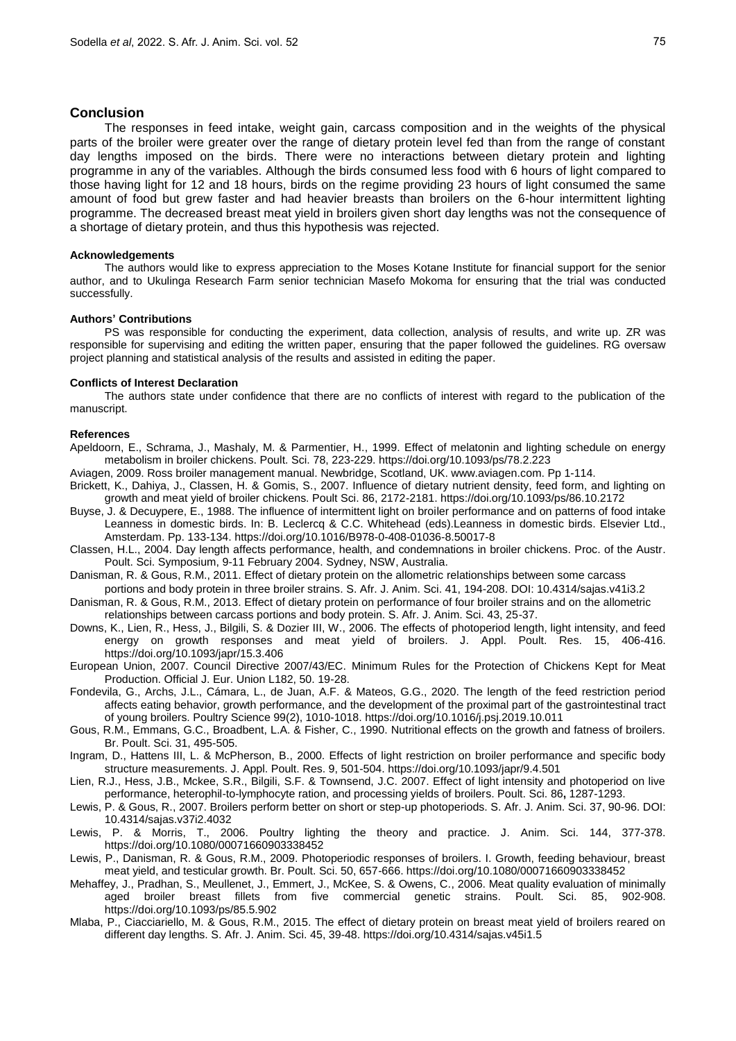## Conclusion

The responses in feed intake, weight gain, carcass composition and in the weights of the physical parts of the broiler were greater over the range of dietary protein level fed than from the range of constant day lengths imposed on the birds. There were no interactions between dietary protein and lighting programme in any of the variables. Although the birds consumed less food with 6 hours of light compared to those having light for 12 and 18 hours, birds on the regime providing 23 hours of light consumed the same amount of food but grew faster and had heavier breasts than broilers on the 6-hour intermittent lighting programme. The decreased breast meat yield in broilers given short day lengths was not the consequence of a shortage of dietary protein, and thus this hypothesis was rejected.

#### Acknowledgements

The authors would like to express appreciation to the Moses Kotane Institute for financial support for the senior author, and to Ukulinga Research Farm senior technician Masefo Mokoma for ensuring that the trial was conducted successfully.

#### Authors' Contributions

PS was responsible for conducting the experiment, data collection, analysis of results, and write up. ZR was responsible for supervising and editing the written paper, ensuring that the paper followed the guidelines. RG oversaw project planning and statistical analysis of the results and assisted in editing the paper.

#### Conflicts of Interest Declaration

The authors state under confidence that there are no conflicts of interest with regard to the publication of the manuscript.

#### References

Apeldoorn, E., Schrama, J., Mashaly, M. & Parmentier, H., 1999. Effect of melatonin and lighting schedule on energy metabolism in broiler chickens. Poult. Sci. 78, 223-229. https://doi.org/10.1093/ps/78.2.223

Aviagen, 2009. Ross broiler management manual. Newbridge, Scotland, UK. www.aviagen.com. Pp 1-114.

Brickett, K., Dahiya, J., Classen, H. & Gomis, S., 2007. Influence of dietary nutrient density, feed form, and lighting on growth and meat yield of broiler chickens. Poult Sci. 86, 2172-2181. https://doi.org/10.1093/ps/86.10.2172

Buyse, J. & Decuypere, E., 1988. The influence of intermittent light on broiler performance and on patterns of food intake Leanness in domestic birds. In: B. Leclercq & C.C. Whitehead (eds).Leanness in domestic birds. Elsevier Ltd., Amsterdam. Pp. 133-134. https://doi.org/10.1016/B978-0-408-01036-8.50017-8

Classen, H.L., 2004. Day length affects performance, health, and condemnations in broiler chickens. Proc. of the Austr. Poult. Sci. Symposium, 9-11 February 2004. Sydney, NSW, Australia.

Danisman, R. & Gous, R.M., 2011. Effect of dietary protein on the allometric relationships between some carcass portions and body protein in three broiler strains. S. Afr. J. Anim. Sci. 41, 194-208. DOI: 10.4314/sajas.v41i3.2

Danisman, R. & Gous, R.M., 2013. Effect of dietary protein on performance of four broiler strains and on the allometric relationships between carcass portions and body protein. S. Afr. J. Anim. Sci. 43, 25-37.

Downs, K., Lien, R., Hess, J., Bilgili, S. & Dozier III, W., 2006. The effects of photoperiod length, light intensity, and feed energy on growth responses and meat yield of broilers. J. Appl. Poult. Res. 15, 406-416. https://doi.org/10.1093/japr/15.3.406

European Union, 2007. Council Directive 2007/43/EC. Minimum Rules for the Protection of Chickens Kept for Meat Production. Official J. Eur. Union L182, 50. 19-28.

Fondevila, G., Archs, J.L., Cámara, L., de Juan, A.F. & Mateos, G.G., 2020. The length of the feed restriction period affects eating behavior, growth performance, and the development of the proximal part of the gastrointestinal tract of young broilers. Poultry Science 99(2), 1010-1018. https://doi.org/10.1016/j.psj.2019.10.011

Gous, R.M., Emmans, G.C., Broadbent, L.A. & Fisher, C., 1990. Nutritional effects on the growth and fatness of broilers. Br. Poult. Sci. 31, 495-505.

Ingram, D., Hattens III, L. & McPherson, B., 2000. Effects of light restriction on broiler performance and specific body structure measurements. J. Appl. Poult. Res. 9, 501-504. https://doi.org/10.1093/japr/9.4.501

Lien, R.J., Hess, J.B., Mckee, S.R., Bilgili, S.F. & Townsend, J.C. 2007. Effect of light intensity and photoperiod on live performance, heterophil-to-lymphocyte ration, and processing yields of broilers. Poult. Sci. 86**,** 1287-1293.

Lewis, P. & Gous, R., 2007. Broilers perform better on short or step-up photoperiods. S. Afr. J. Anim. Sci. 37, 90-96. DOI: 10.4314/sajas.v37i2.4032

Lewis, P. & Morris, T., 2006. Poultry lighting the theory and practice. J. Anim. Sci. 144, 377-378. https://doi.org/10.1080/00071660903338452

Lewis, P., Danisman, R. & Gous, R.M., 2009. Photoperiodic responses of broilers. I. Growth, feeding behaviour, breast meat yield, and testicular growth. Br. Poult. Sci. 50, 657-666. https://doi.org/10.1080/00071660903338452

Mehaffey, J., Pradhan, S., Meullenet, J., Emmert, J., McKee, S. & Owens, C., 2006. Meat quality evaluation of minimally aged broiler breast fillets from five commercial genetic strains. Poult. Sci. 85, 902-908. https://doi.org/10.1093/ps/85.5.902

Mlaba, P., Ciacciariello, M. & Gous, R.M., 2015. The effect of dietary protein on breast meat yield of broilers reared on different day lengths. S. Afr. J. Anim. Sci. 45, 39-48. https://doi.org/10.4314/sajas.v45i1.5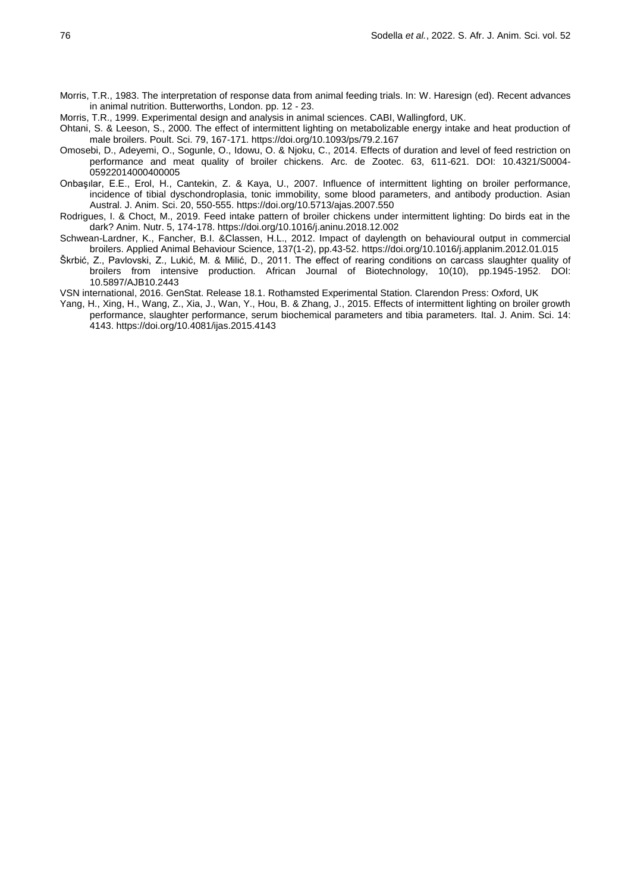Morris, T.R., 1983. The interpretation of response data from animal feeding trials. In: W. Haresign (ed). Recent advances in animal nutrition. Butterworths, London. pp. 12 - 23.

Morris, T.R., 1999. Experimental design and analysis in animal sciences. CABI, Wallingford, UK.

Ohtani, S. & Leeson, S., 2000. The effect of intermittent lighting on metabolizable energy intake and heat production of male broilers. Poult. Sci. 79, 167-171. https://doi.org/10.1093/ps/79.2.167

Omosebi, D., Adeyemi, O., Sogunle, O., Idowu, O. & Njoku, C., 2014. Effects of duration and level of feed restriction on performance and meat quality of broiler chickens. Arc. de Zootec. 63, 611-621. DOI: 10.4321/S0004-05922014000400005

Onbaşılar, E.E., Erol, H., Cantekin, Z. & Kaya, U., 2007. Influence of intermittent lighting on broiler performance, incidence of tibial dyschondroplasia, tonic immobility, some blood parameters, and antibody production. Asian Austral. J. Anim. Sci. 20, 550-555. https://doi.org/10.5713/ajas.2007.550

Rodrigues, I. & Choct, M., 2019. Feed intake pattern of broiler chickens under intermittent lighting: Do birds eat in the dark? Anim. Nutr. 5, 174-178. https://doi.org/10.1016/j.aninu.2018.12.002

Schwean-Lardner, K., Fancher, B.I. &Classen, H.L., 2012. Impact of daylength on behavioural output in commercial broilers. Applied Animal Behaviour Science, 137(1-2), pp.43-52. https://doi.org/10.1016/j.applanim.2012.01.015

Škrbić, Z., Pavlovski, Z., Lukić, M. & Milić, D., 2011. The effect of rearing conditions on carcass slaughter quality of broilers from intensive production. African Journal of Biotechnology, 10(10), pp.1945-1952. DOI: 10.5897/AJB10.2443

VSN international, 2016. GenStat. Release 18.1. Rothamsted Experimental Station. Clarendon Press: Oxford, UK

Yang, H., Xing, H., Wang, Z., Xia, J., Wan, Y., Hou, B. & Zhang, J., 2015. Effects of intermittent lighting on broiler growth performance, slaughter performance, serum biochemical parameters and tibia parameters. Ital. J. Anim. Sci. 14: 4143. https://doi.org/10.4081/ijas.2015.4143